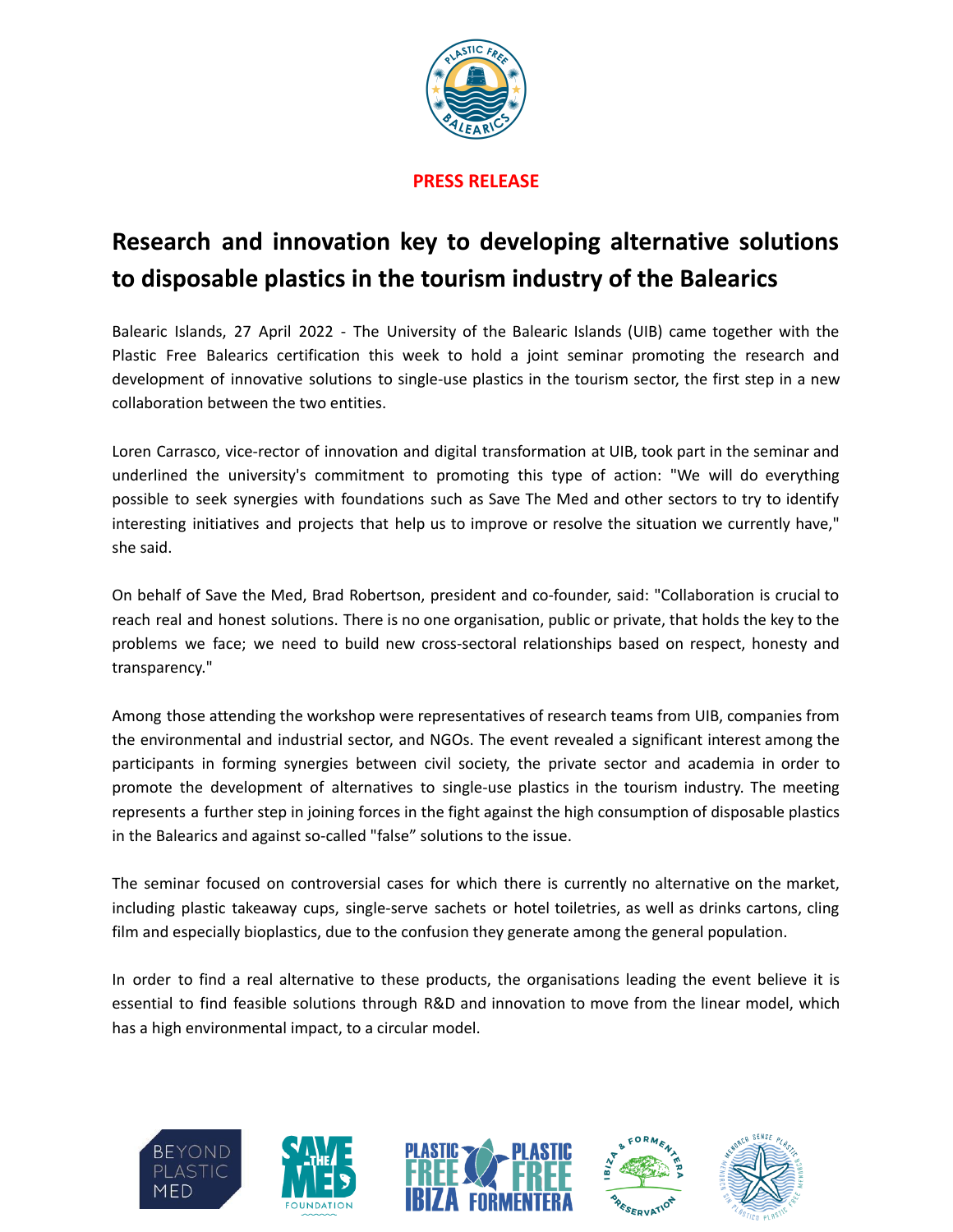**PRESS RELEASE**

# Research and innovation key to developing alternative solutions to disposable plastics in the tourism industry of the Balearics

Balearic Islands, 27 April 2022 - The University of the Balearic Islands (UIB) came together with the Plastic Free Balearics certification this week to hold a joint seminar promoting the research and development of innovative solutions to single-use plastics in the tourism sector, the first step in a new collaboration between the two entities.

Loren Carrasco, vice-rector of innovation and digital transformation at UIB, took part in the seminar and underlined the university's commitment to promoting this type of action: "We will do everything possible to seek synergies with foundations such as Save The Med and other sectors to try to identify interesting initiatives and projects that help us to improve or resolve the situation we currently have," she said.

On behalf of Save the Med, Brad Robertson, president and co-founder, said: "Collaboration is crucial to reach real and honest solutions. There is no one organisation, public or private, that holds the key to the problems we face; we need to build new cross-sectoral relationships based on respect, honesty and transparency."

Among those attending the workshop were representatives of research teams from UIB, companies from the environmental and industrial sector, and NGOs. The event revealed a significant interest among the participants in forming synergies between civil society, the private sector and academia in order to promote the development of alternatives to single-use plastics in the tourism industry. The meeting represents a further step in joining forces in the fight against the high consumption of disposable plastics in the Balearics and against so-called "false" solutions to the issue.

The seminar focused on controversial cases for which there is currently no alternative on the market, including plastic takeaway cups, single-serve sachets or hotel toiletries, as well as drinks cartons, cling film and especially bioplastics, due to the confusion they generate among the general population.

In order to find a real alternative to these products, the organisations leading the event believe it is essential to find feasible solutions through R&D and innovation to move from the linear model, which has a high environmental impact, to a circular model.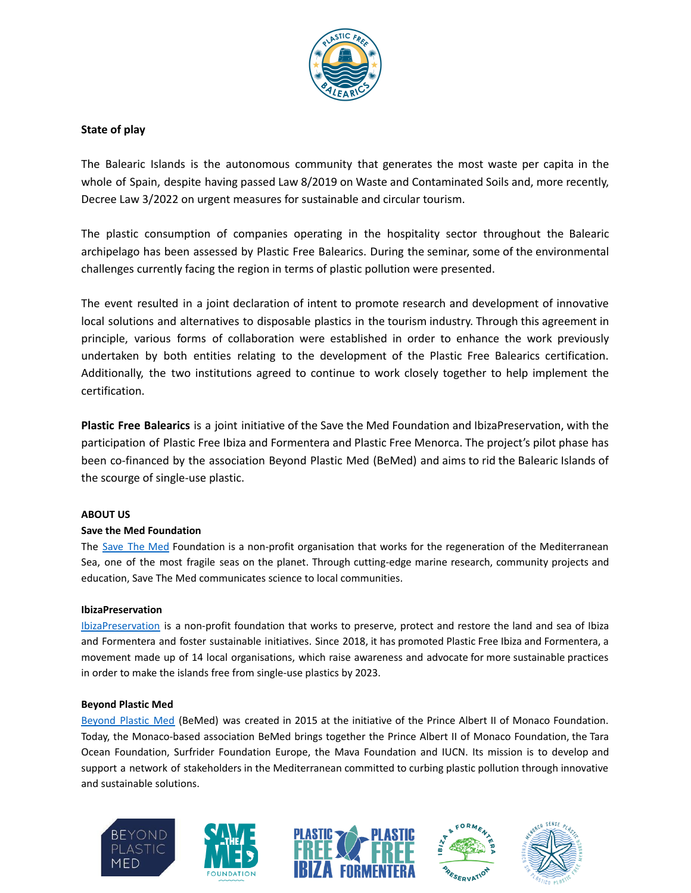**State of play**

The Balearic Islands is the autonomous community that generates the most waste per capita in the whole of Spain, despite having passed Law 8/2019 on Waste and Contaminated Soils and, more recently, Decree Law 3/2022 on urgent measures for sustainable and circular tourism.

The plastic consumption of companies operating in the hospitality sector throughout the Balearic archipelago has been assessed by Plastic Free Balearics. During the seminar, some of the environmental challenges currently facing the region in terms of plastic pollution were presented.

The event resulted in a joint declaration of intent to promote research and development of innovative local solutions and alternatives to disposable plastics in the tourism industry. Through this agreement in principle, various forms of collaboration were established in order to enhance the work previously undertaken by both entities relating to the development of the Plastic Free Balearics certification. Additionally, the two institutions agreed to continue to work closely together to help implement the certification.

**Plastic Free Balearics** is a joint initiative of the Save the Med Foundation and IbizaPreservation, with the participation of Plastic Free Ibiza and Formentera and Plastic Free Menorca. The project's pilot phase has been co-financed by the association Beyond Plastic Med (BeMed) and aims to rid the Balearic Islands of the scourge of single-use plastic.

**ABOUT US**

**Save the Med Foundation**

The Save The Med Foundation is a non-profit organisation that works for the regeneration of the Mediterranean Sea, one of the most fragile seas on the planet. Through cutting-edge marine research, community projects and education, Save The Med communicates science to local communities.

**IbizaPreservation**

IbizaPreservation is a non-profit foundation that works to preserve, protect and restore the land and sea of Ibiza and Formentera and foster sustainable initiatives. Since 2018, it has promoted Plastic Free Ibiza and Formentera, a movement made up of 14 local organisations, which raise awareness and advocate for more sustainable practices in order to make the islands free from single-use plastics by 2023.

**Beyond Plastic Med**

Beyond Plastic Med (BeMed) was created in 2015 at the initiative of the Prince Albert II of Monaco Foundation. Today, the Monaco-based association BeMed brings together the Prince Albert II of Monaco Foundation, the Tara Ocean Foundation, Surfrider Foundation Europe, the Mava Foundation and IUCN. Its mission is to develop and support a network of stakeholders in the Mediterranean committed to curbing plastic pollution through innovative and sustainable solutions.